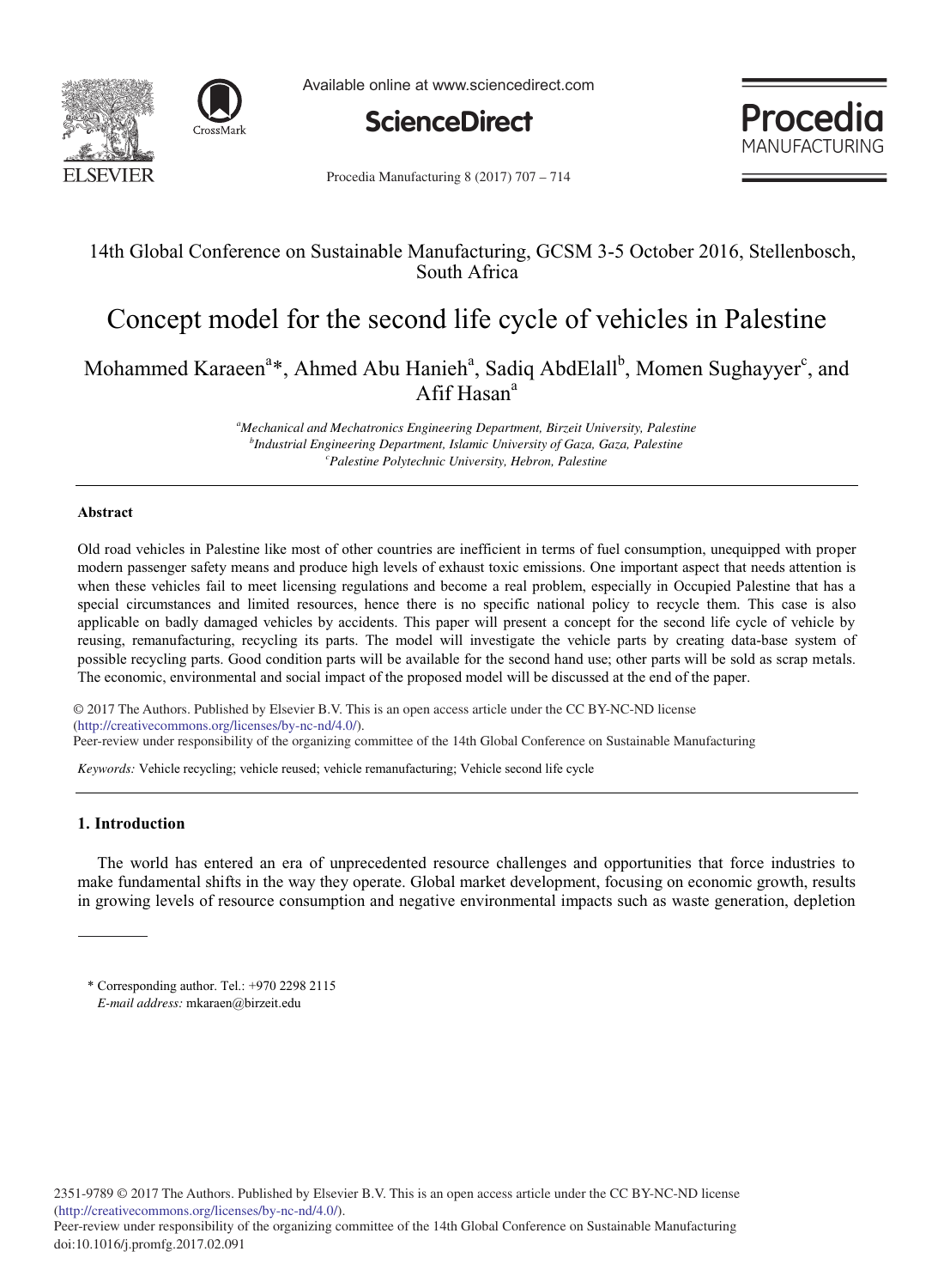14th Global Conference on Sustainable Manufacturing, GCSM 3-5 October 2016, Stellenbosch, South Africa

# Concept model for the second life cycle of vehicles in Palestine

Mohammed Karaeen[a]*, Ahmed Abu Hanieh[a], Sadiq AbdElall[b], Momen Sughayyer[c], and Afif Hasan[a]

[a]*Mechanical and Mechatronics Engineering Department, Birzeit University, Palestine*
[b]*Industrial Engineering Department, Islamic University of Gaza, Gaza, Palestine*
[c]*Palestine Polytechnic University, Hebron, Palestine*

## Abstract

Old road vehicles in Palestine like most of other countries are inefficient in terms of fuel consumption, unequipped with proper modern passenger safety means and produce high levels of exhaust toxic emissions. One important aspect that needs attention is when these vehicles fail to meet licensing regulations and become a real problem, especially in Occupied Palestine that has a special circumstances and limited resources, hence there is no specific national policy to recycle them. This case is also applicable on badly damaged vehicles by accidents. This paper will present a concept for the second life cycle of vehicle by reusing, remanufacturing, recycling its parts. The model will investigate the vehicle parts by creating data-base system of possible recycling parts. Good condition parts will be available for the second hand use; other parts will be sold as scrap metals. The economic, environmental and social impact of the proposed model will be discussed at the end of the paper.

© 2017 The Authors. Published by Elsevier B.V. This is an open access article under the CC BY-NC-ND license (http://creativecommons.org/licenses/by-nc-nd/4.0/).
Peer-review under responsibility of the organizing committee of the 14th Global Conference on Sustainable Manufacturing

*Keywords:* Vehicle recycling; vehicle reused; vehicle remanufacturing; Vehicle second life cycle

## 1. Introduction

The world has entered an era of unprecedented resource challenges and opportunities that force industries to make fundamental shifts in the way they operate. Global market development, focusing on economic growth, results in growing levels of resource consumption and negative environmental impacts such as waste generation, depletion

\* Corresponding author. Tel.: +970 2298 2115
*E-mail address:* mkaraen@birzeit.edu

2351-9789 © 2017 The Authors. Published by Elsevier B.V. This is an open access article under the CC BY-NC-ND license (http://creativecommons.org/licenses/by-nc-nd/4.0/).
Peer-review under responsibility of the organizing committee of the 14th Global Conference on Sustainable Manufacturing
doi:10.1016/j.promfg.2017.02.091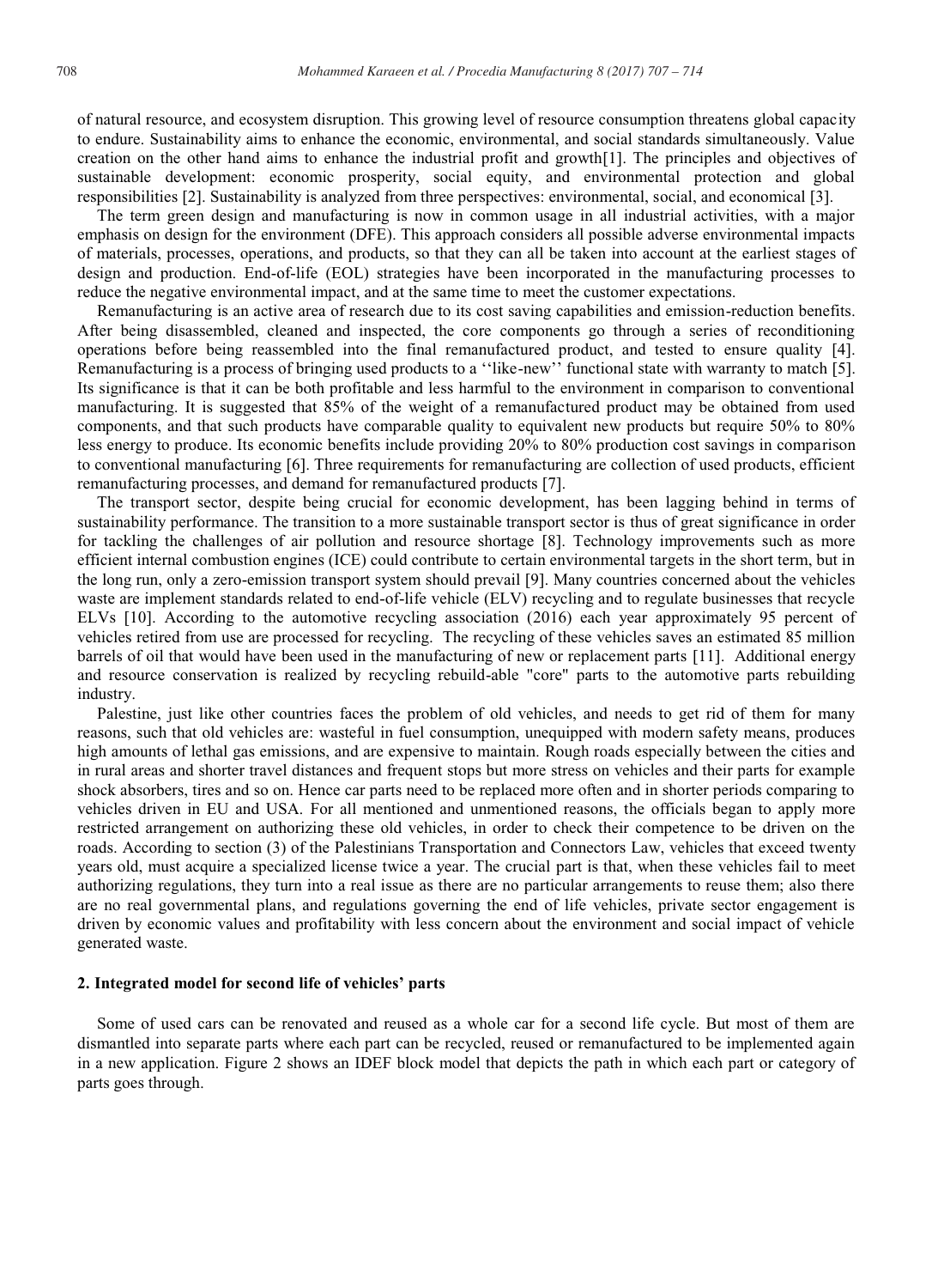of natural resource, and ecosystem disruption. This growing level of resource consumption threatens global capacity to endure. Sustainability aims to enhance the economic, environmental, and social standards simultaneously. Value creation on the other hand aims to enhance the industrial profit and growth[1]. The principles and objectives of sustainable development: economic prosperity, social equity, and environmental protection and global responsibilities [2]. Sustainability is analyzed from three perspectives: environmental, social, and economical [3].

The term green design and manufacturing is now in common usage in all industrial activities, with a major emphasis on design for the environment (DFE). This approach considers all possible adverse environmental impacts of materials, processes, operations, and products, so that they can all be taken into account at the earliest stages of design and production. End-of-life (EOL) strategies have been incorporated in the manufacturing processes to reduce the negative environmental impact, and at the same time to meet the customer expectations.

Remanufacturing is an active area of research due to its cost saving capabilities and emission-reduction benefits. After being disassembled, cleaned and inspected, the core components go through a series of reconditioning operations before being reassembled into the final remanufactured product, and tested to ensure quality [4]. Remanufacturing is a process of bringing used products to a ''like-new'' functional state with warranty to match [5]. Its significance is that it can be both profitable and less harmful to the environment in comparison to conventional manufacturing. It is suggested that 85% of the weight of a remanufactured product may be obtained from used components, and that such products have comparable quality to equivalent new products but require 50% to 80% less energy to produce. Its economic benefits include providing 20% to 80% production cost savings in comparison to conventional manufacturing [6]. Three requirements for remanufacturing are collection of used products, efficient remanufacturing processes, and demand for remanufactured products [7].

The transport sector, despite being crucial for economic development, has been lagging behind in terms of sustainability performance. The transition to a more sustainable transport sector is thus of great significance in order for tackling the challenges of air pollution and resource shortage [8]. Technology improvements such as more efficient internal combustion engines (ICE) could contribute to certain environmental targets in the short term, but in the long run, only a zero-emission transport system should prevail [9]. Many countries concerned about the vehicles waste are implement standards related to end-of-life vehicle (ELV) recycling and to regulate businesses that recycle ELVs [10]. According to the automotive recycling association (2016) each year approximately 95 percent of vehicles retired from use are processed for recycling. The recycling of these vehicles saves an estimated 85 million barrels of oil that would have been used in the manufacturing of new or replacement parts [11]. Additional energy and resource conservation is realized by recycling rebuild-able "core" parts to the automotive parts rebuilding industry.

Palestine, just like other countries faces the problem of old vehicles, and needs to get rid of them for many reasons, such that old vehicles are: wasteful in fuel consumption, unequipped with modern safety means, produces high amounts of lethal gas emissions, and are expensive to maintain. Rough roads especially between the cities and in rural areas and shorter travel distances and frequent stops but more stress on vehicles and their parts for example shock absorbers, tires and so on. Hence car parts need to be replaced more often and in shorter periods comparing to vehicles driven in EU and USA. For all mentioned and unmentioned reasons, the officials began to apply more restricted arrangement on authorizing these old vehicles, in order to check their competence to be driven on the roads. According to section (3) of the Palestinians Transportation and Connectors Law, vehicles that exceed twenty years old, must acquire a specialized license twice a year. The crucial part is that, when these vehicles fail to meet authorizing regulations, they turn into a real issue as there are no particular arrangements to reuse them; also there are no real governmental plans, and regulations governing the end of life vehicles, private sector engagement is driven by economic values and profitability with less concern about the environment and social impact of vehicle generated waste.

## 2. Integrated model for second life of vehicles' parts

Some of used cars can be renovated and reused as a whole car for a second life cycle. But most of them are dismantled into separate parts where each part can be recycled, reused or remanufactured to be implemented again in a new application. Figure 2 shows an IDEF block model that depicts the path in which each part or category of parts goes through.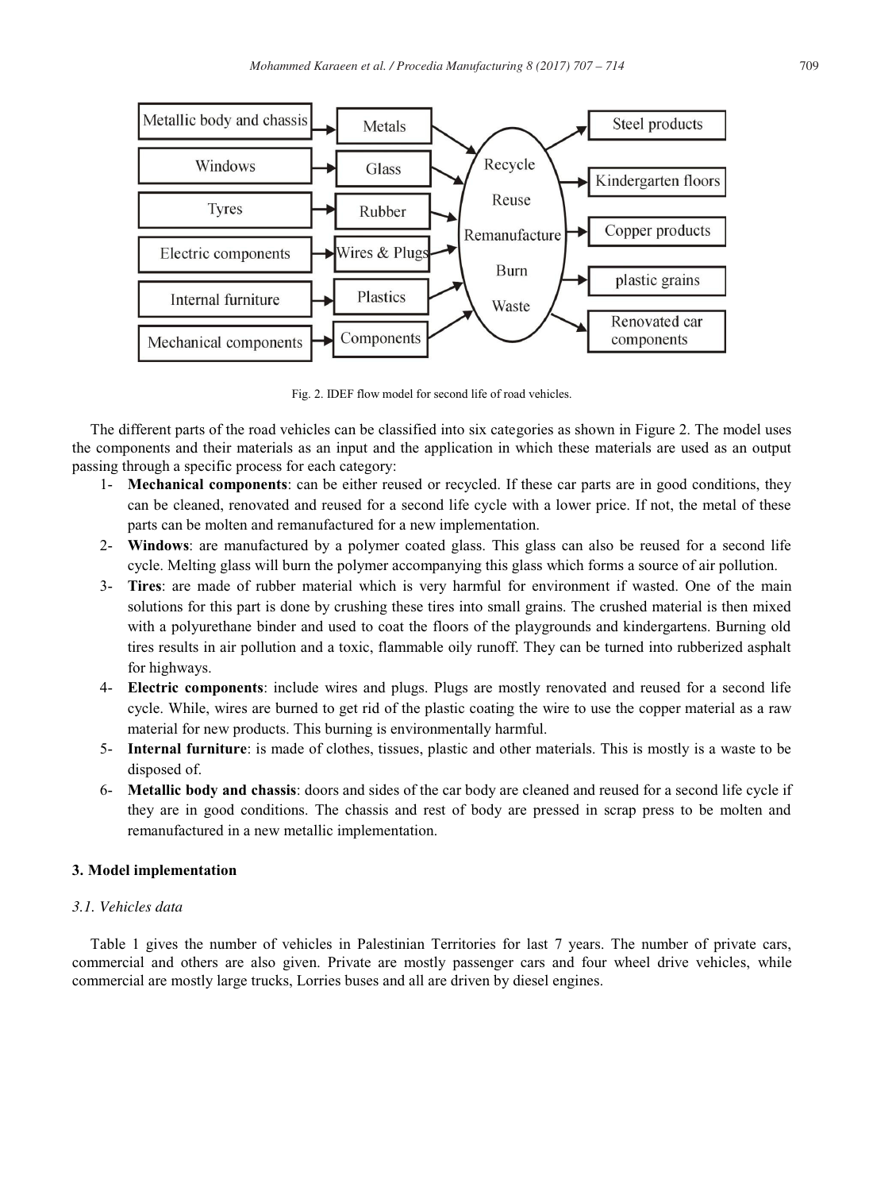Metallic body and chassis
Windows
Tyres
Electric components
Internal furniture
Mechanical components
Metals
Glass
Rubber
Wires & Plugs
Plastics
Components
Recycle
Reuse
Remanufacture
Burn
Waste
Steel products
Kindergarten floors
Copper products
plastic grains
Renovated car components

Fig. 2. IDEF flow model for second life of road vehicles.

The different parts of the road vehicles can be classified into six categories as shown in Figure 2. The model uses the components and their materials as an input and the application in which these materials are used as an output passing through a specific process for each category:

1- **Mechanical components**: can be either reused or recycled. If these car parts are in good conditions, they can be cleaned, renovated and reused for a second life cycle with a lower price. If not, the metal of these parts can be molten and remanufactured for a new implementation.
2- **Windows**: are manufactured by a polymer coated glass. This glass can also be reused for a second life cycle. Melting glass will burn the polymer accompanying this glass which forms a source of air pollution.
3- **Tires**: are made of rubber material which is very harmful for environment if wasted. One of the main solutions for this part is done by crushing these tires into small grains. The crushed material is then mixed with a polyurethane binder and used to coat the floors of the playgrounds and kindergartens. Burning old tires results in air pollution and a toxic, flammable oily runoff. They can be turned into rubberized asphalt for highways.
4- **Electric components**: include wires and plugs. Plugs are mostly renovated and reused for a second life cycle. While, wires are burned to get rid of the plastic coating the wire to use the copper material as a raw material for new products. This burning is environmentally harmful.
5- **Internal furniture**: is made of clothes, tissues, plastic and other materials. This is mostly is a waste to be disposed of.
6- **Metallic body and chassis**: doors and sides of the car body are cleaned and reused for a second life cycle if they are in good conditions. The chassis and rest of body are pressed in scrap press to be molten and remanufactured in a new metallic implementation.

## 3. Model implementation

### *3.1. Vehicles data*

Table 1 gives the number of vehicles in Palestinian Territories for last 7 years. The number of private cars, commercial and others are also given. Private are mostly passenger cars and four wheel drive vehicles, while commercial are mostly large trucks, Lorries buses and all are driven by diesel engines.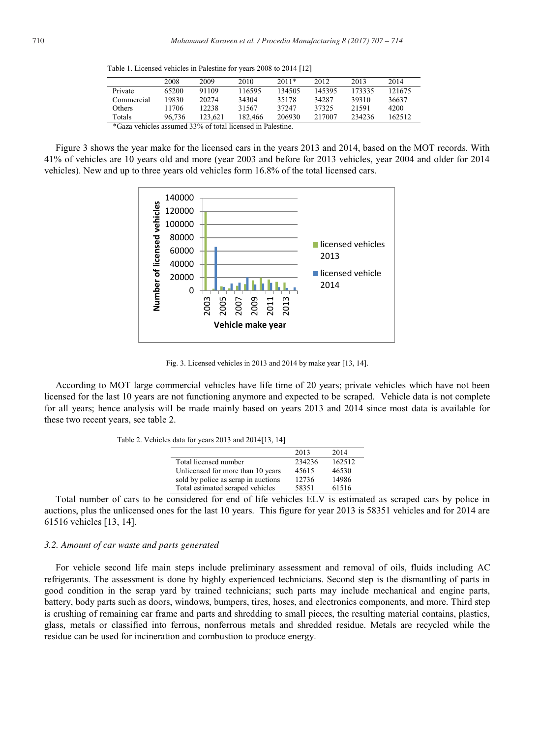Table 1. Licensed vehicles in Palestine for years 2008 to 2014 [12]

| | 2008 | 2009 | 2010 | 2011* | 2012 | 2013 | 2014 |
|---|---|---|---|---|---|---|---|
| Private | 65200 | 91109 | 116595 | 134505 | 145395 | 173335 | 121675 |
| Commercial | 19830 | 20274 | 34304 | 35178 | 34287 | 39310 | 36637 |
| Others | 11706 | 12238 | 31567 | 37247 | 37325 | 21591 | 4200 |
| Totals | 96,736 | 123,621 | 182,466 | 206930 | 217007 | 234236 | 162512 |

*Gaza vehicles assumed 33% of total licensed in Palestine.

Figure 3 shows the year make for the licensed cars in the years 2013 and 2014, based on the MOT records. With 41% of vehicles are 10 years old and more (year 2003 and before for 2013 vehicles, year 2004 and older for 2014 vehicles). New and up to three years old vehicles form 16.8% of the total licensed cars.

Number of licensed vehicles

140000
120000
100000
80000
60000
40000
20000
0

2003
2005
2007
2009
2011
2013

Vehicle make year

licensed vehicles 2013
licensed vehicle 2014

Fig. 3. Licensed vehicles in 2013 and 2014 by make year [13, 14].

According to MOT large commercial vehicles have life time of 20 years; private vehicles which have not been licensed for the last 10 years are not functioning anymore and expected to be scraped. Vehicle data is not complete for all years; hence analysis will be made mainly based on years 2013 and 2014 since most data is available for these two recent years, see table 2.

Table 2. Vehicles data for years 2013 and 2014[13, 14]

| | 2013 | 2014 |
|---|---|---|
| Total licensed number | 234236 | 162512 |
| Unlicensed for more than 10 years | 45615 | 46530 |
| sold by police as scrap in auctions | 12736 | 14986 |
| Total estimated scraped vehicles | 58351 | 61516 |

Total number of cars to be considered for end of life vehicles ELV is estimated as scraped cars by police in auctions, plus the unlicensed ones for the last 10 years. This figure for year 2013 is 58351 vehicles and for 2014 are 61516 vehicles [13, 14].

### *3.2. Amount of car waste and parts generated*

For vehicle second life main steps include preliminary assessment and removal of oils, fluids including AC refrigerants. The assessment is done by highly experienced technicians. Second step is the dismantling of parts in good condition in the scrap yard by trained technicians; such parts may include mechanical and engine parts, battery, body parts such as doors, windows, bumpers, tires, hoses, and electronics components, and more. Third step is crushing of remaining car frame and parts and shredding to small pieces, the resulting material contains, plastics, glass, metals or classified into ferrous, nonferrous metals and shredded residue. Metals are recycled while the residue can be used for incineration and combustion to produce energy.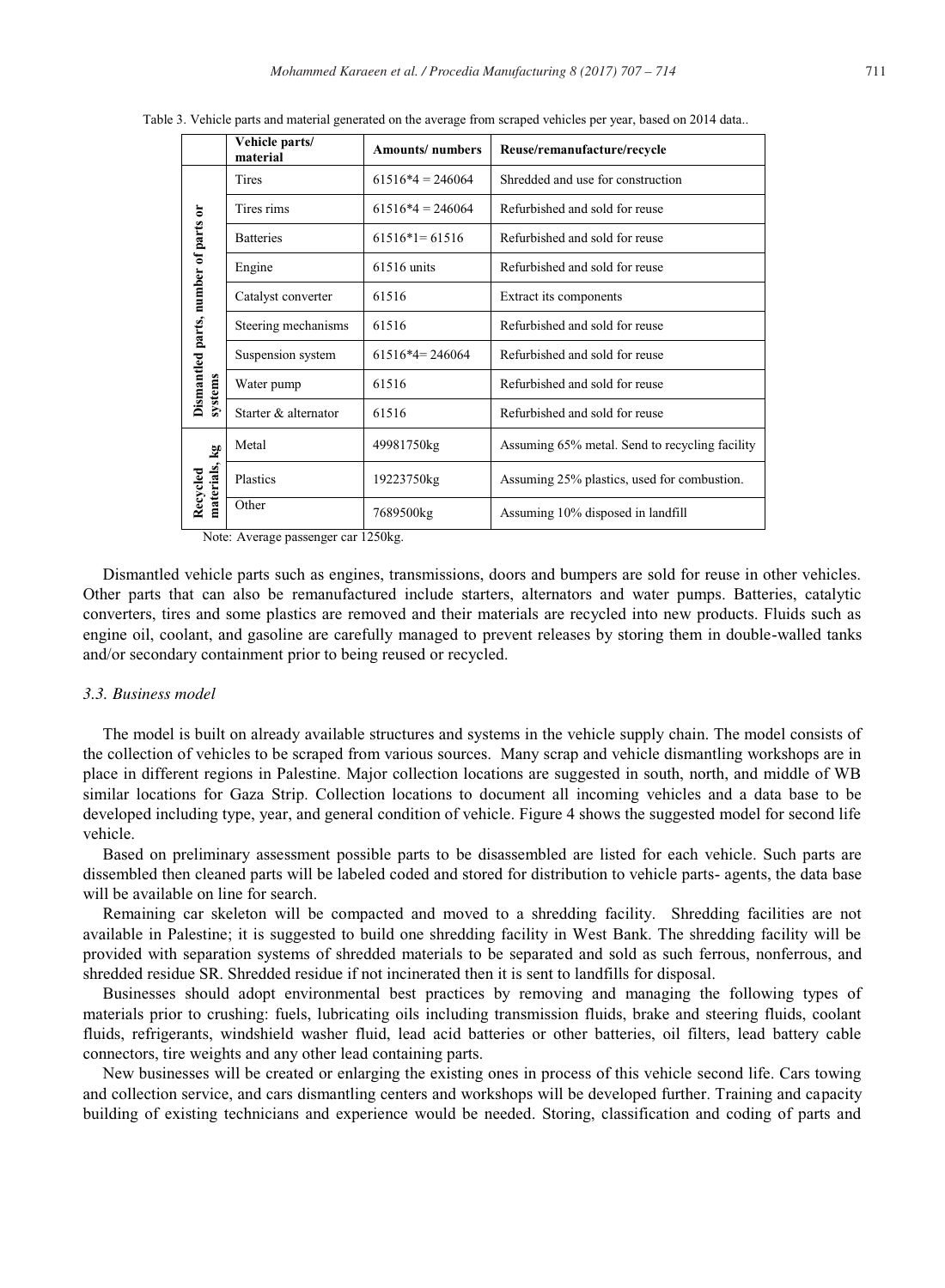Table 3. Vehicle parts and material generated on the average from scraped vehicles per year, based on 2014 data..

| | Vehicle parts/ material | Amounts/ numbers | Reuse/remanufacture/recycle |
|---|---|---|---|
| Dismantled parts, number of parts or systems | Tires | 61516*4 = 246064 | Shredded and use for construction |
| | Tires rims | 61516*4 = 246064 | Refurbished and sold for reuse |
| | Batteries | 61516*1= 61516 | Refurbished and sold for reuse |
| | Engine | 61516 units | Refurbished and sold for reuse |
| | Catalyst converter | 61516 | Extract its components |
| | Steering mechanisms | 61516 | Refurbished and sold for reuse |
| | Suspension system | 61516*4= 246064 | Refurbished and sold for reuse |
| | Water pump | 61516 | Refurbished and sold for reuse |
| | Starter & alternator | 61516 | Refurbished and sold for reuse |
| Recycled materials, kg | Metal | 49981750kg | Assuming 65% metal. Send to recycling facility |
| | Plastics | 19223750kg | Assuming 25% plastics, used for combustion. |
| | Other | 7689500kg | Assuming 10% disposed in landfill |

Note: Average passenger car 1250kg.

Dismantled vehicle parts such as engines, transmissions, doors and bumpers are sold for reuse in other vehicles. Other parts that can also be remanufactured include starters, alternators and water pumps. Batteries, catalytic converters, tires and some plastics are removed and their materials are recycled into new products. Fluids such as engine oil, coolant, and gasoline are carefully managed to prevent releases by storing them in double-walled tanks and/or secondary containment prior to being reused or recycled.

### 3.3. Business model

The model is built on already available structures and systems in the vehicle supply chain. The model consists of the collection of vehicles to be scraped from various sources. Many scrap and vehicle dismantling workshops are in place in different regions in Palestine. Major collection locations are suggested in south, north, and middle of WB similar locations for Gaza Strip. Collection locations to document all incoming vehicles and a data base to be developed including type, year, and general condition of vehicle. Figure 4 shows the suggested model for second life vehicle.

Based on preliminary assessment possible parts to be disassembled are listed for each vehicle. Such parts are dissembled then cleaned parts will be labeled coded and stored for distribution to vehicle parts- agents, the data base will be available on line for search.

Remaining car skeleton will be compacted and moved to a shredding facility. Shredding facilities are not available in Palestine; it is suggested to build one shredding facility in West Bank. The shredding facility will be provided with separation systems of shredded materials to be separated and sold as such ferrous, nonferrous, and shredded residue SR. Shredded residue if not incinerated then it is sent to landfills for disposal.

Businesses should adopt environmental best practices by removing and managing the following types of materials prior to crushing: fuels, lubricating oils including transmission fluids, brake and steering fluids, coolant fluids, refrigerants, windshield washer fluid, lead acid batteries or other batteries, oil filters, lead battery cable connectors, tire weights and any other lead containing parts.

New businesses will be created or enlarging the existing ones in process of this vehicle second life. Cars towing and collection service, and cars dismantling centers and workshops will be developed further. Training and capacity building of existing technicians and experience would be needed. Storing, classification and coding of parts and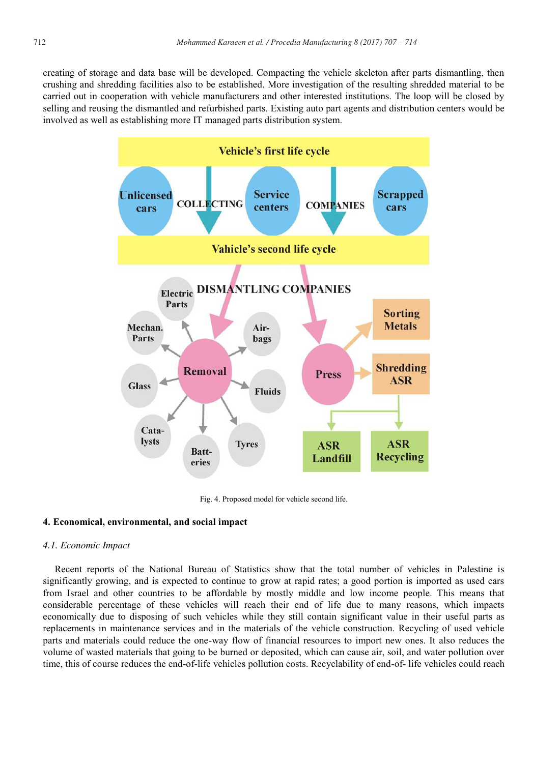creating of storage and data base will be developed. Compacting the vehicle skeleton after parts dismantling, then crushing and shredding facilities also to be established. More investigation of the resulting shredded material to be carried out in cooperation with vehicle manufacturers and other interested institutions. The loop will be closed by selling and reusing the dismantled and refurbished parts. Existing auto part agents and distribution centers would be involved as well as establishing more IT managed parts distribution system.

Vehicle's first life cycle

Unlicensed cars

COLLECTING

Service centers

COMPANIES

Scrapped cars

Vahicle's second life cycle

DISMANTLING COMPANIES

Electric Parts

Mechan. Parts

Air-bags

Removal

Glass

Fluids

Cata-lysts

Batt-eries

Tyres

Press

Sorting Metals

Shredding ASR

ASR Landfill

ASR Recycling

Fig. 4. Proposed model for vehicle second life.

## 4. Economical, environmental, and social impact

### 4.1. Economic Impact

Recent reports of the National Bureau of Statistics show that the total number of vehicles in Palestine is significantly growing, and is expected to continue to grow at rapid rates; a good portion is imported as used cars from Israel and other countries to be affordable by mostly middle and low income people. This means that considerable percentage of these vehicles will reach their end of life due to many reasons, which impacts economically due to disposing of such vehicles while they still contain significant value in their useful parts as replacements in maintenance services and in the materials of the vehicle construction. Recycling of used vehicle parts and materials could reduce the one-way flow of financial resources to import new ones. It also reduces the volume of wasted materials that going to be burned or deposited, which can cause air, soil, and water pollution over time, this of course reduces the end-of-life vehicles pollution costs. Recyclability of end-of- life vehicles could reach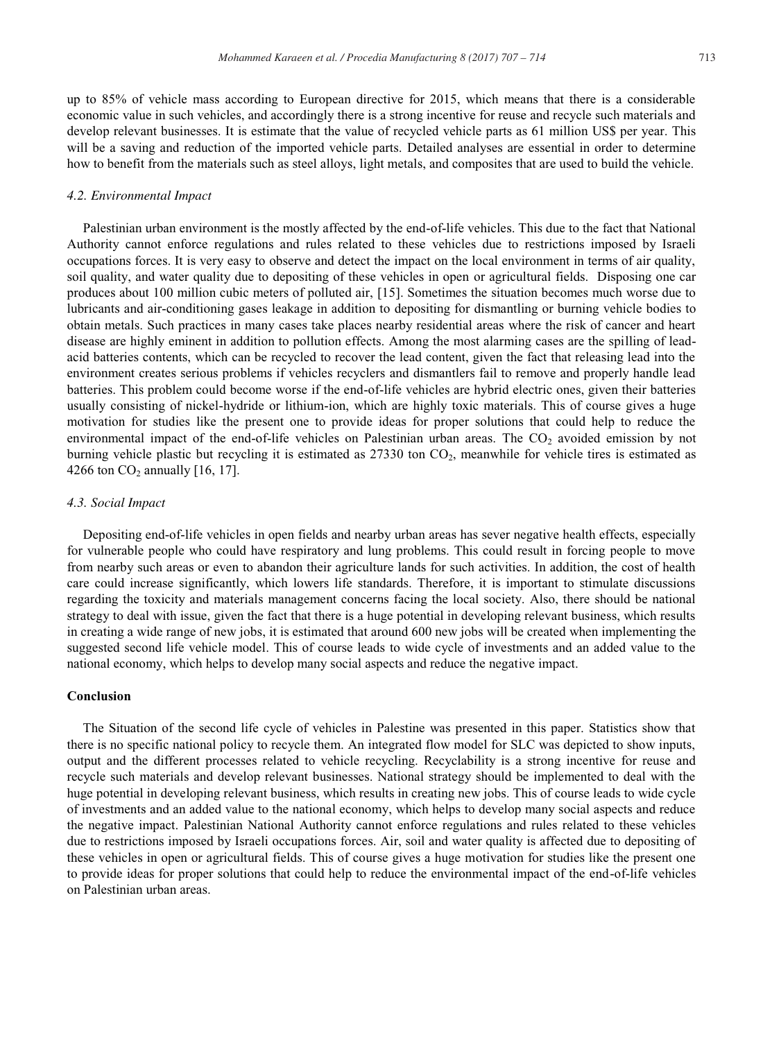up to 85% of vehicle mass according to European directive for 2015, which means that there is a considerable economic value in such vehicles, and accordingly there is a strong incentive for reuse and recycle such materials and develop relevant businesses. It is estimate that the value of recycled vehicle parts as 61 million US$ per year. This will be a saving and reduction of the imported vehicle parts. Detailed analyses are essential in order to determine how to benefit from the materials such as steel alloys, light metals, and composites that are used to build the vehicle.

### *4.2. Environmental Impact*

Palestinian urban environment is the mostly affected by the end-of-life vehicles. This due to the fact that National Authority cannot enforce regulations and rules related to these vehicles due to restrictions imposed by Israeli occupations forces. It is very easy to observe and detect the impact on the local environment in terms of air quality, soil quality, and water quality due to depositing of these vehicles in open or agricultural fields. Disposing one car produces about 100 million cubic meters of polluted air, [15]. Sometimes the situation becomes much worse due to lubricants and air-conditioning gases leakage in addition to depositing for dismantling or burning vehicle bodies to obtain metals. Such practices in many cases take places nearby residential areas where the risk of cancer and heart disease are highly eminent in addition to pollution effects. Among the most alarming cases are the spilling of lead-acid batteries contents, which can be recycled to recover the lead content, given the fact that releasing lead into the environment creates serious problems if vehicles recyclers and dismantlers fail to remove and properly handle lead batteries. This problem could become worse if the end-of-life vehicles are hybrid electric ones, given their batteries usually consisting of nickel-hydride or lithium-ion, which are highly toxic materials. This of course gives a huge motivation for studies like the present one to provide ideas for proper solutions that could help to reduce the environmental impact of the end-of-life vehicles on Palestinian urban areas. The $CO_2$ avoided emission by not burning vehicle plastic but recycling it is estimated as 27330 ton $CO_2$, meanwhile for vehicle tires is estimated as 4266 ton $CO_2$ annually [16, 17].

### *4.3. Social Impact*

Depositing end-of-life vehicles in open fields and nearby urban areas has sever negative health effects, especially for vulnerable people who could have respiratory and lung problems. This could result in forcing people to move from nearby such areas or even to abandon their agriculture lands for such activities. In addition, the cost of health care could increase significantly, which lowers life standards. Therefore, it is important to stimulate discussions regarding the toxicity and materials management concerns facing the local society. Also, there should be national strategy to deal with issue, given the fact that there is a huge potential in developing relevant business, which results in creating a wide range of new jobs, it is estimated that around 600 new jobs will be created when implementing the suggested second life vehicle model. This of course leads to wide cycle of investments and an added value to the national economy, which helps to develop many social aspects and reduce the negative impact.

## Conclusion

The Situation of the second life cycle of vehicles in Palestine was presented in this paper. Statistics show that there is no specific national policy to recycle them. An integrated flow model for SLC was depicted to show inputs, output and the different processes related to vehicle recycling. Recyclability is a strong incentive for reuse and recycle such materials and develop relevant businesses. National strategy should be implemented to deal with the huge potential in developing relevant business, which results in creating new jobs. This of course leads to wide cycle of investments and an added value to the national economy, which helps to develop many social aspects and reduce the negative impact. Palestinian National Authority cannot enforce regulations and rules related to these vehicles due to restrictions imposed by Israeli occupations forces. Air, soil and water quality is affected due to depositing of these vehicles in open or agricultural fields. This of course gives a huge motivation for studies like the present one to provide ideas for proper solutions that could help to reduce the environmental impact of the end-of-life vehicles on Palestinian urban areas.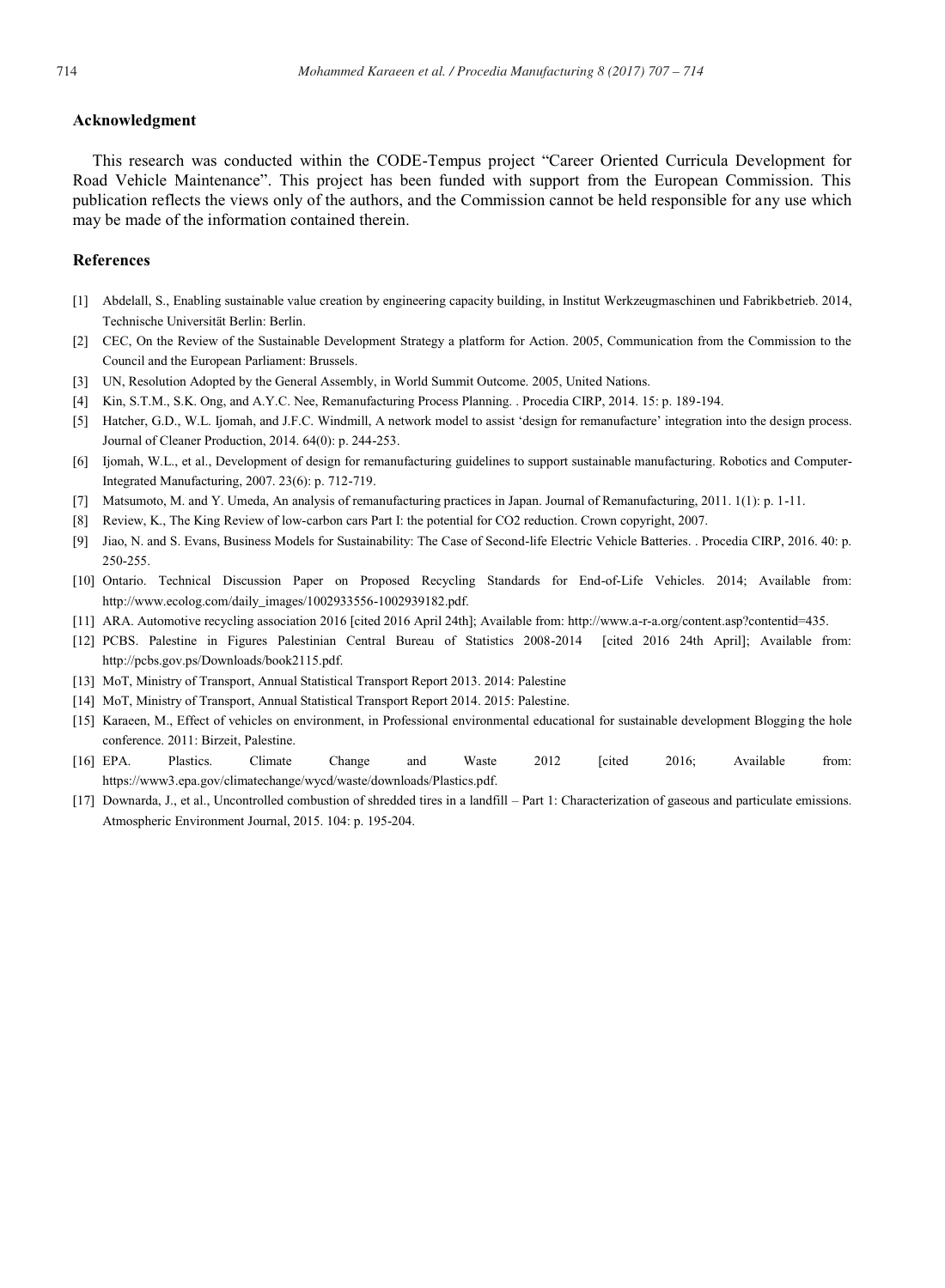## Acknowledgment

This research was conducted within the CODE-Tempus project "Career Oriented Curricula Development for Road Vehicle Maintenance". This project has been funded with support from the European Commission. This publication reflects the views only of the authors, and the Commission cannot be held responsible for any use which may be made of the information contained therein.

## References

[1] Abdelall, S., Enabling sustainable value creation by engineering capacity building, in Institut Werkzeugmaschinen und Fabrikbetrieb. 2014, Technische Universität Berlin: Berlin.

[2] CEC, On the Review of the Sustainable Development Strategy a platform for Action. 2005, Communication from the Commission to the Council and the European Parliament: Brussels.

[3] UN, Resolution Adopted by the General Assembly, in World Summit Outcome. 2005, United Nations.

[4] Kin, S.T.M., S.K. Ong, and A.Y.C. Nee, Remanufacturing Process Planning. . Procedia CIRP, 2014. 15: p. 189-194.

[5] Hatcher, G.D., W.L. Ijomah, and J.F.C. Windmill, A network model to assist 'design for remanufacture' integration into the design process. Journal of Cleaner Production, 2014. 64(0): p. 244-253.

[6] Ijomah, W.L., et al., Development of design for remanufacturing guidelines to support sustainable manufacturing. Robotics and Computer-Integrated Manufacturing, 2007. 23(6): p. 712-719.

[7] Matsumoto, M. and Y. Umeda, An analysis of remanufacturing practices in Japan. Journal of Remanufacturing, 2011. 1(1): p. 1-11.

[8] Review, K., The King Review of low-carbon cars Part I: the potential for CO2 reduction. Crown copyright, 2007.

[9] Jiao, N. and S. Evans, Business Models for Sustainability: The Case of Second-life Electric Vehicle Batteries. . Procedia CIRP, 2016. 40: p. 250-255.

[10] Ontario. Technical Discussion Paper on Proposed Recycling Standards for End-of-Life Vehicles. 2014; Available from: http://www.ecolog.com/daily_images/1002933556-1002939182.pdf.

[11] ARA. Automotive recycling association 2016 [cited 2016 April 24th]; Available from: http://www.a-r-a.org/content.asp?contentid=435.

[12] PCBS. Palestine in Figures Palestinian Central Bureau of Statistics 2008-2014 [cited 2016 24th April]; Available from: http://pcbs.gov.ps/Downloads/book2115.pdf.

[13] MoT, Ministry of Transport, Annual Statistical Transport Report 2013. 2014: Palestine

[14] MoT, Ministry of Transport, Annual Statistical Transport Report 2014. 2015: Palestine.

[15] Karaeen, M., Effect of vehicles on environment, in Professional environmental educational for sustainable development Blogging the hole conference. 2011: Birzeit, Palestine.

[16] EPA. Plastics. Climate Change and Waste 2012 [cited 2016; Available from: https://www3.epa.gov/climatechange/wycd/waste/downloads/Plastics.pdf.

[17] Downarda, J., et al., Uncontrolled combustion of shredded tires in a landfill – Part 1: Characterization of gaseous and particulate emissions. Atmospheric Environment Journal, 2015. 104: p. 195-204.